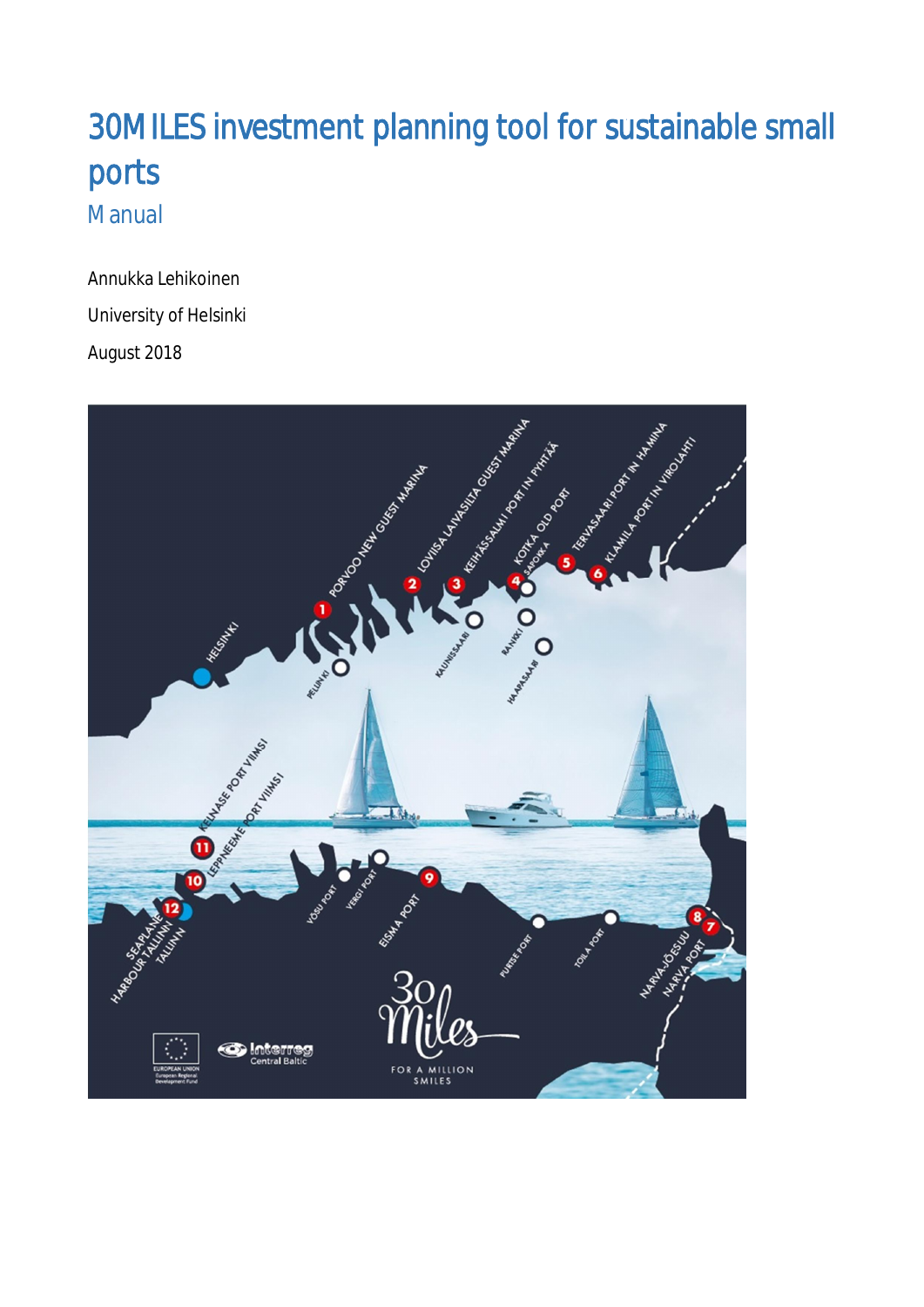# 30MILES investment planning tool for sustainable small ports

## Manual

Annukka Lehikoinen

University of Helsinki

August 2018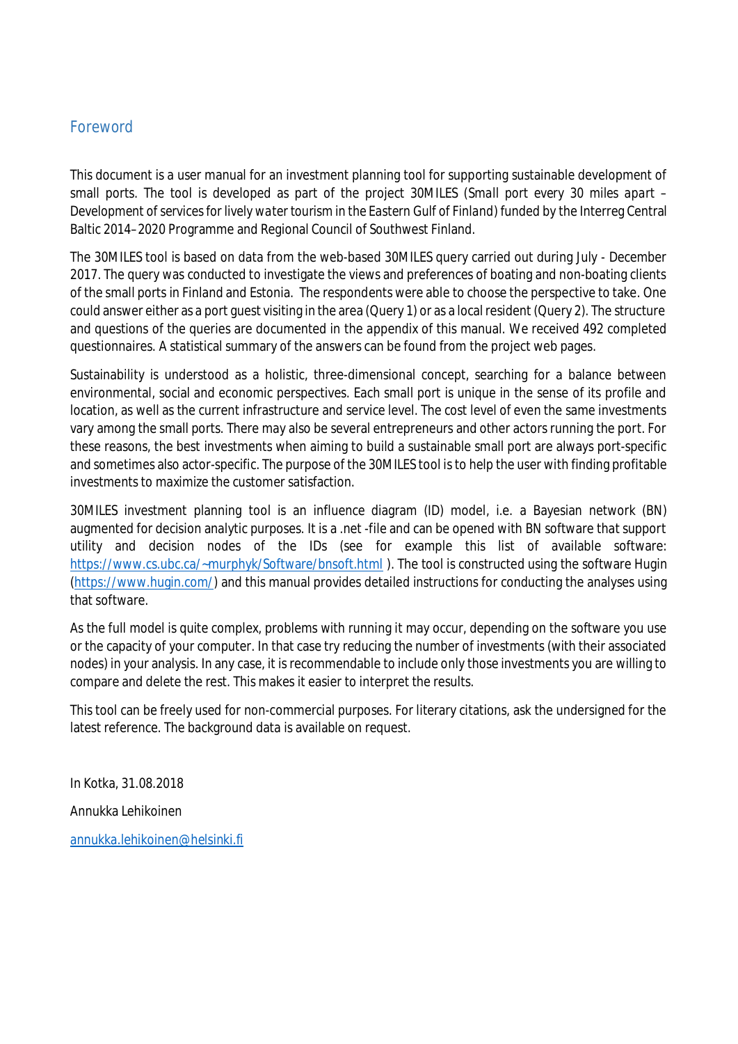## Foreword

This document is a user manual for an investment planning tool for supporting sustainable development of small ports. The tool is developed as part of the project 30MILES (Small port every 30 miles apart – Development of services for lively water tourism in the Eastern Gulf of Finland) funded by the Interreg Central Baltic 2014–2020 Programme and Regional Council of Southwest Finland.

The 30MILES tool is based on data from the web-based 30MILES query carried out during July - December 2017. The query was conducted to investigate the views and preferences of boating and non-boating clients of the small ports in Finland and Estonia. The respondents were able to choose the perspective to take. One could answer either as a port guest visiting in the area (Query 1) or as a local resident (Query 2). The structure and questions of the queries are documented in the appendix of this manual. We received 492 completed questionnaires. A statistical summary of the answers can be found from the project web pages.

Sustainability is understood as a holistic, three-dimensional concept, searching for a balance between environmental, social and economic perspectives. Each small port is unique in the sense of its profile and location, as well as the current infrastructure and service level. The cost level of even the same investments vary among the small ports. There may also be several entrepreneurs and other actors running the port. For these reasons, the best investments when aiming to build a sustainable small port are always port-specific and sometimes also actor-specific. The purpose of the 30MILES tool is to help the user with finding profitable investments to maximize the customer satisfaction.

30MILES investment planning tool is an influence diagram (ID) model, i.e. a Bayesian network (BN) augmented for decision analytic purposes. It is a .net -file and can be opened with BN software that support utility and decision nodes of the IDs (see for example this list of available software: https://www.cs.ubc.ca/~murphyk/Software/bnsoft.html ). The tool is constructed using the software Hugin (https://www.hugin.com/) and this manual provides detailed instructions for conducting the analyses using that software.

As the full model is quite complex, problems with running it may occur, depending on the software you use or the capacity of your computer. In that case try reducing the number of investments (with their associated nodes) in your analysis. In any case, it is recommendable to include only those investments you are willing to compare and delete the rest. This makes it easier to interpret the results.

This tool can be freely used for non-commercial purposes. For literary citations, ask the undersigned for the latest reference. The background data is available on request.

In Kotka, 31.08.2018

Annukka Lehikoinen

annukka.lehikoinen@helsinki.fi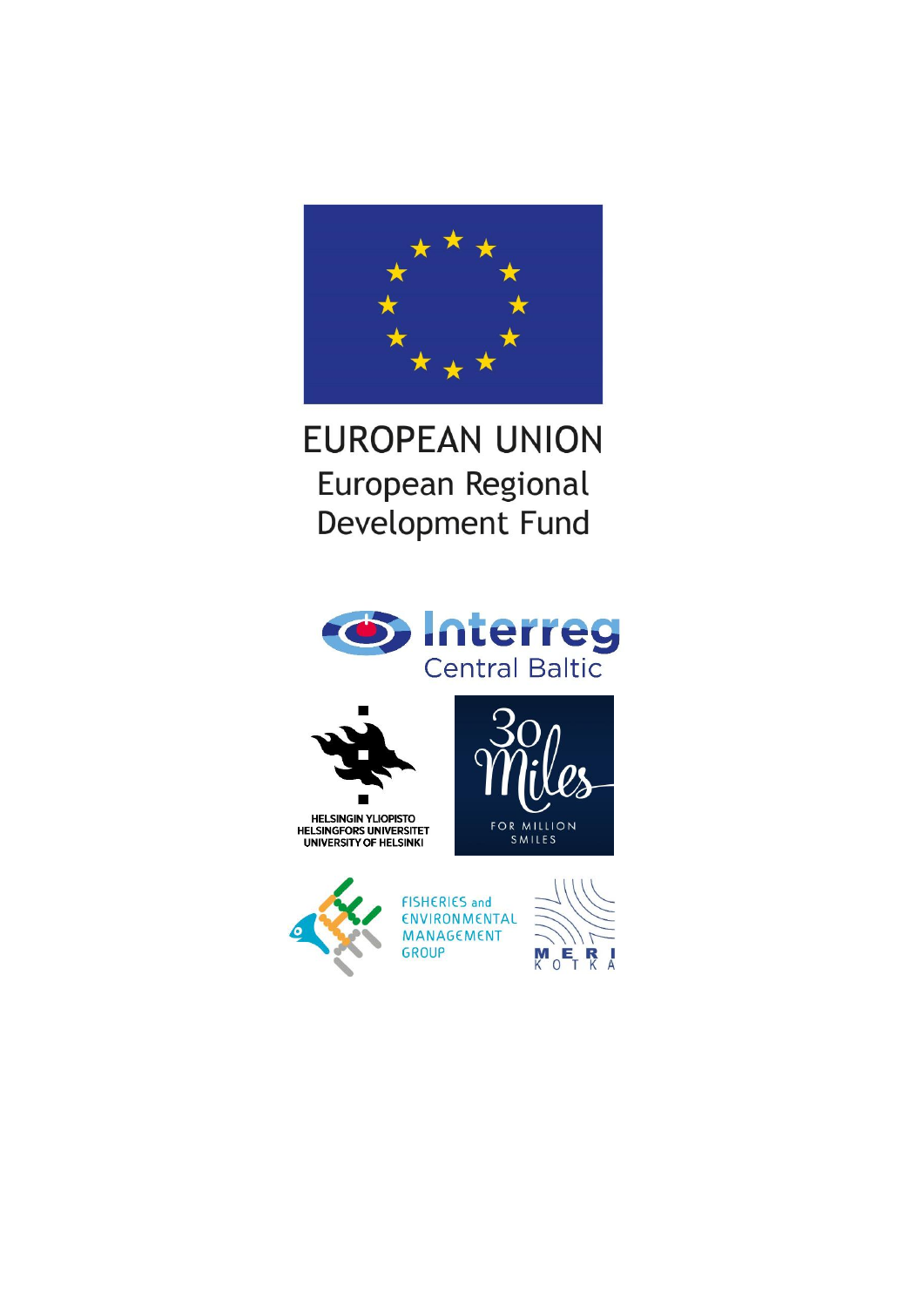EUROPEAN UNION

European Regional Development Fund

Interreg Central Baltic

HELSINGIN YLIOPISTO
HELSINGFORS UNIVERSITET
UNIVERSITY OF HELSINKI

30 Miles FOR MILLION SMILES

FISHERIES and ENVIRONMENTAL MANAGEMENT GROUP

MERI KOTKA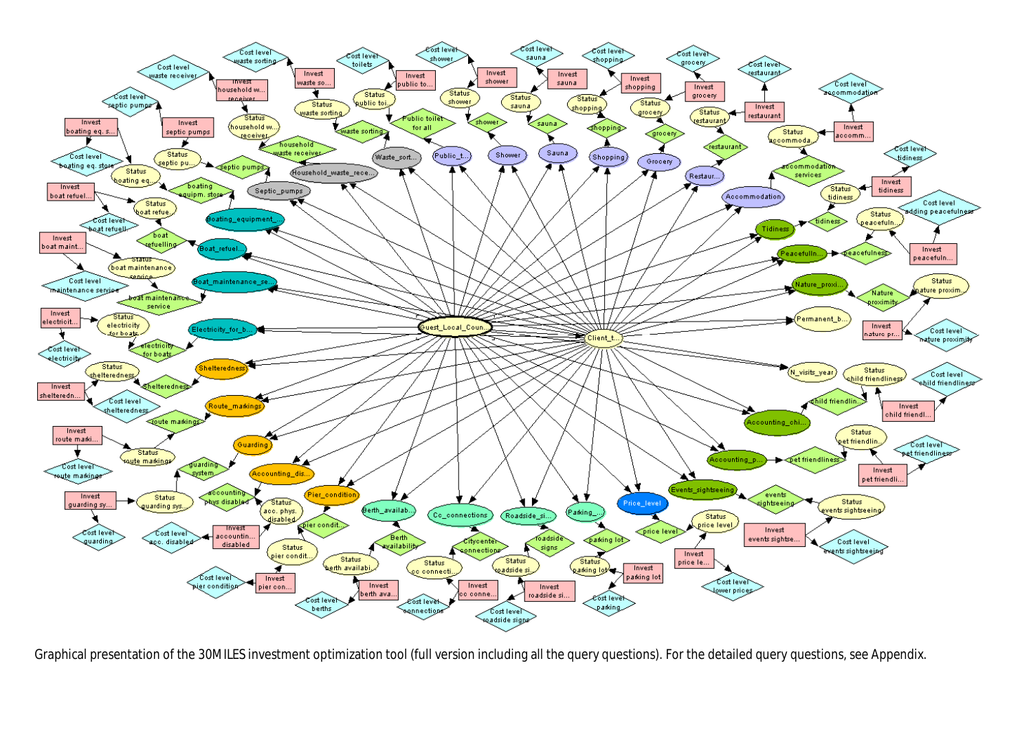Graphical presentation of the 30MILES investment optimization tool (full version including all the query questions). For the detailed query questions, see Appendix.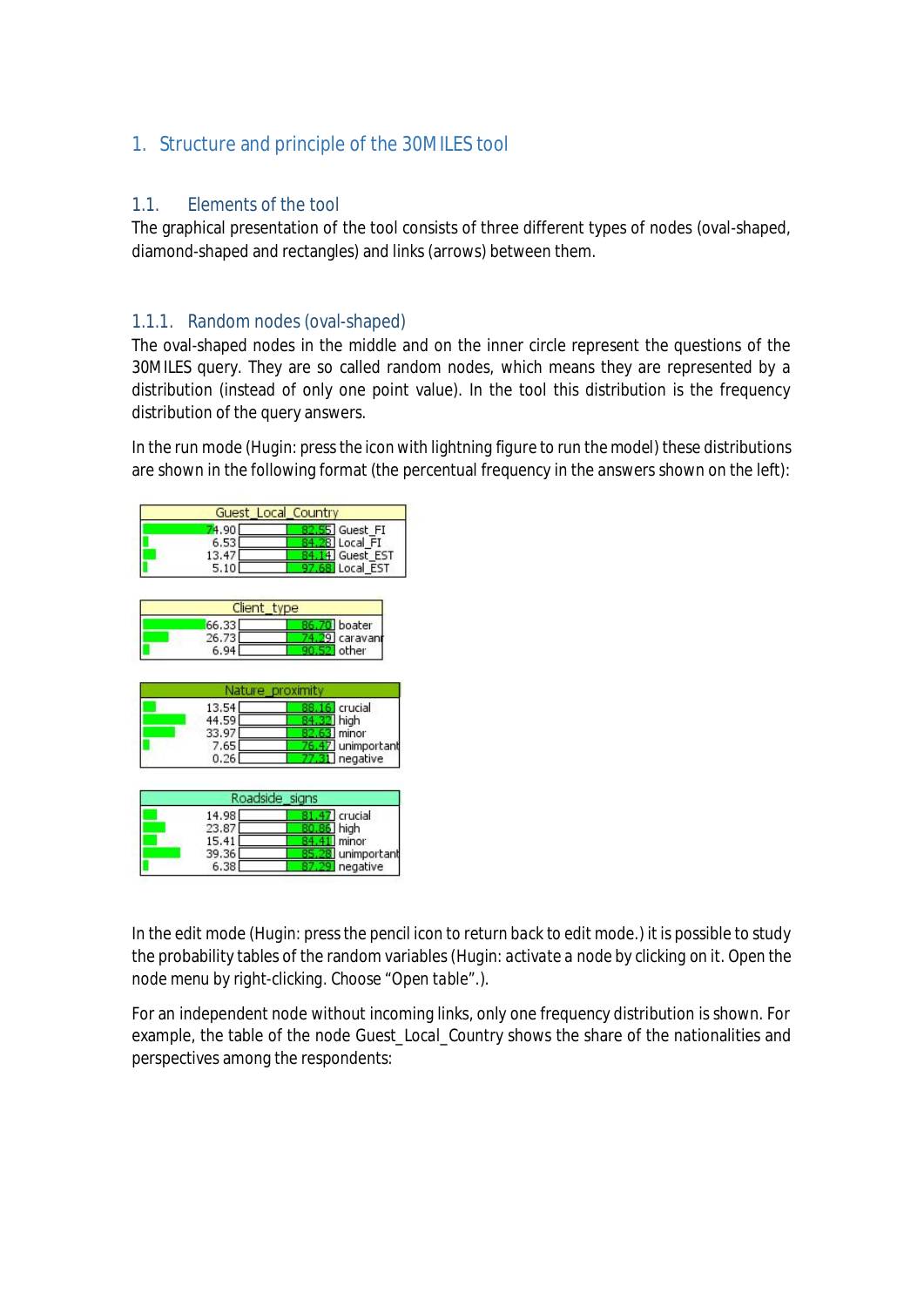# 1. Structure and principle of the 30MILES tool

## 1.1. Elements of the tool

The graphical presentation of the tool consists of three different types of nodes (oval-shaped, diamond-shaped and rectangles) and links (arrows) between them.

### 1.1.1. Random nodes (oval-shaped)

The oval-shaped nodes in the middle and on the inner circle represent the questions of the 30MILES query. They are so called random nodes, which means they are represented by a distribution (instead of only one point value). In the tool this distribution is the frequency distribution of the query answers.

In the run mode (Hugin: press the icon with lightning figure to run the model) these distributions are shown in the following format (the percentual frequency in the answers shown on the left):

| Guest_Local_Country | | |
|---|---|---|
| 74.90 | 82.55 | Guest_FI |
| 6.53 | 84.28 | Local_FI |
| 13.47 | 84.14 | Guest_EST |
| 5.10 | 97.68 | Local_EST |

| Client_type | | |
|---|---|---|
| 66.33 | 86.70 | boater |
| 26.73 | 74.29 | caravann |
| 6.94 | 90.52 | other |

| Nature_proximity | | |
|---|---|---|
| 13.54 | 88.16 | crucial |
| 44.59 | 84.32 | high |
| 33.97 | 82.63 | minor |
| 7.65 | 76.47 | unimportant |
| 0.26 | 77.31 | negative |

| Roadside_signs | | |
|---|---|---|
| 14.98 | 81.47 | crucial |
| 23.87 | 80.86 | high |
| 15.41 | 84.41 | minor |
| 39.36 | 85.28 | unimportant |
| 6.38 | 87.29 | negative |

In the edit mode (Hugin: press the pencil icon to return back to edit mode.) it is possible to study the probability tables of the random variables (Hugin: activate a node by clicking on it. Open the node menu by right-clicking. Choose "Open table".).

For an independent node without incoming links, only one frequency distribution is shown. For example, the table of the node Guest_Local_Country shows the share of the nationalities and perspectives among the respondents: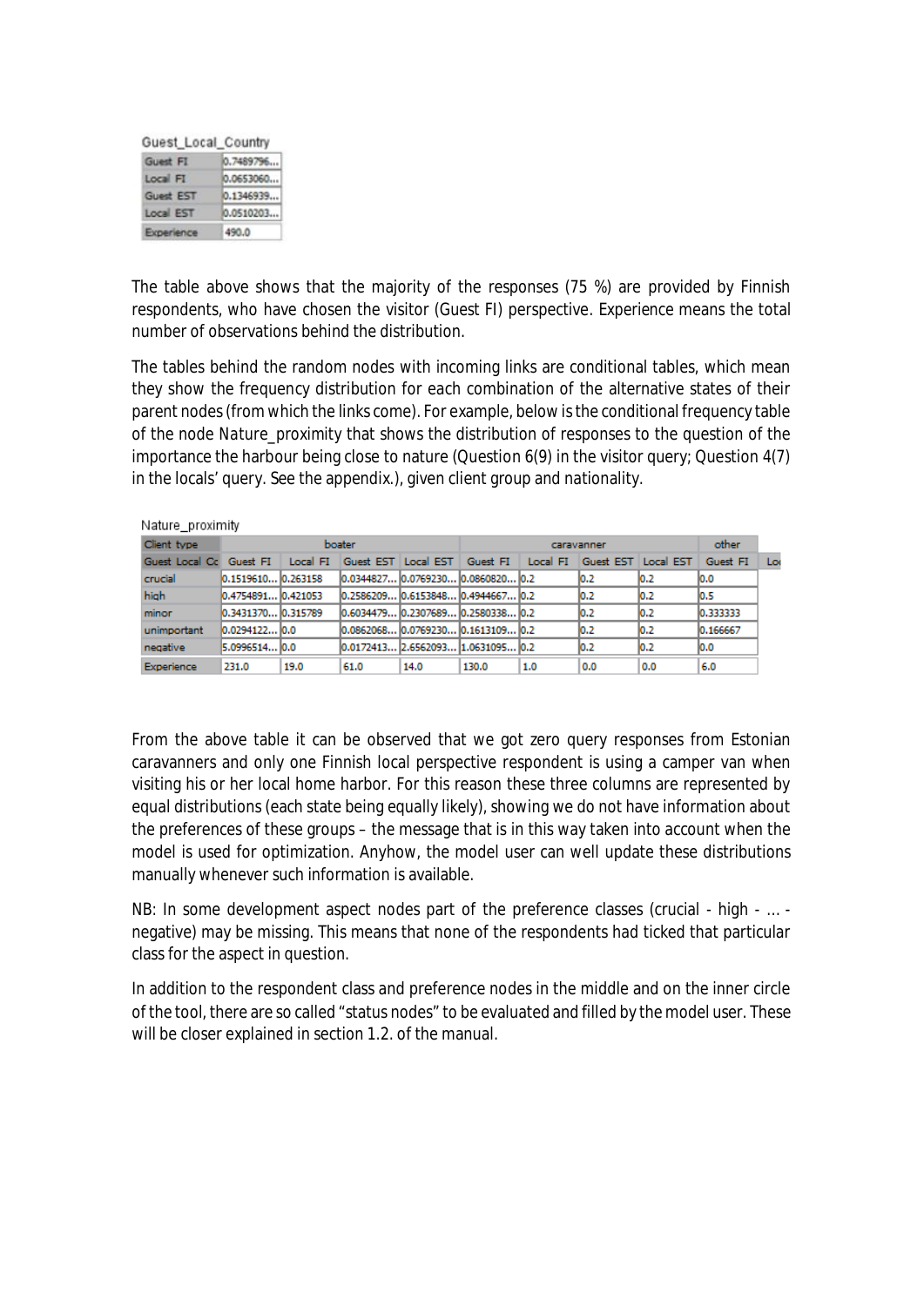Guest_Local_Country

| Guest_Local_Country | |
|---|---|
| Guest FI | 0.7489796... |
| Local FI | 0.0653060... |
| Guest EST | 0.1346939... |
| Local EST | 0.0510203... |
| Experience | 490.0 |

The table above shows that the majority of the responses (75 %) are provided by Finnish respondents, who have chosen the visitor (Guest FI) perspective. Experience means the total number of observations behind the distribution.

The tables behind the random nodes with incoming links are conditional tables, which mean they show the frequency distribution for each combination of the alternative states of their parent nodes (from which the links come). For example, below is the conditional frequency table of the node Nature_proximity that shows the distribution of responses to the question of the importance the harbour being close to nature (Question 6(9) in the visitor query; Question 4(7) in the locals' query. See the appendix.), given client group and nationality.

Nature_proximity

| Client type | boater | | | | caravanner | | | | other | |
|---|---|---|---|---|---|---|---|---|---|---|
| Guest Local Cc | Guest FI | Local FI | Guest EST | Local EST | Guest FI | Local FI | Guest EST | Local EST | Guest FI | Lo |
| crucial | 0.1519610... | 0.263158 | 0.0344827... | 0.0769230... | 0.0860820... | 0.2 | 0.2 | 0.2 | 0.0 | |
| high | 0.4754891... | 0.421053 | 0.2586209... | 0.6153848... | 0.4944667... | 0.2 | 0.2 | 0.2 | 0.5 | |
| minor | 0.3431370... | 0.315789 | 0.6034479... | 0.2307689... | 0.2580338... | 0.2 | 0.2 | 0.2 | 0.333333 | |
| unimportant | 0.0294122... | 0.0 | 0.0862068... | 0.0769230... | 0.1613109... | 0.2 | 0.2 | 0.2 | 0.166667 | |
| negative | 5.0996514... | 0.0 | 0.0172413... | 2.6562093... | 1.0631095... | 0.2 | 0.2 | 0.2 | 0.0 | |
| Experience | 231.0 | 19.0 | 61.0 | 14.0 | 130.0 | 1.0 | 0.0 | 0.0 | 6.0 | |

From the above table it can be observed that we got zero query responses from Estonian caravanners and only one Finnish local perspective respondent is using a camper van when visiting his or her local home harbor. For this reason these three columns are represented by equal distributions (each state being equally likely), showing we do not have information about the preferences of these groups – the message that is in this way taken into account when the model is used for optimization. Anyhow, the model user can well update these distributions manually whenever such information is available.

NB: In some development aspect nodes part of the preference classes (crucial - high - ... - negative) may be missing. This means that none of the respondents had ticked that particular class for the aspect in question.

In addition to the respondent class and preference nodes in the middle and on the inner circle of the tool, there are so called "status nodes" to be evaluated and filled by the model user. These will be closer explained in section 1.2. of the manual.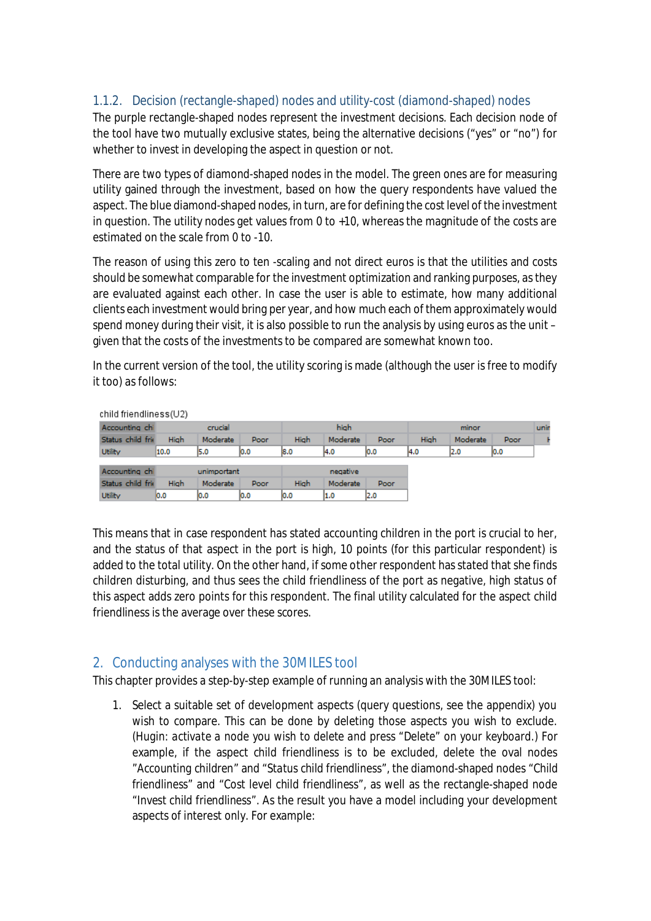### 1.1.2. Decision (rectangle-shaped) nodes and utility-cost (diamond-shaped) nodes

The purple rectangle-shaped nodes represent the investment decisions. Each decision node of the tool have two mutually exclusive states, being the alternative decisions ("yes" or "no") for whether to invest in developing the aspect in question or not.

There are two types of diamond-shaped nodes in the model. The green ones are for measuring utility gained through the investment, based on how the query respondents have valued the aspect. The blue diamond-shaped nodes, in turn, are for defining the cost level of the investment in question. The utility nodes get values from 0 to +10, whereas the magnitude of the costs are estimated on the scale from 0 to -10.

The reason of using this zero to ten -scaling and not direct euros is that the utilities and costs should be somewhat comparable for the investment optimization and ranking purposes, as they are evaluated against each other. In case the user is able to estimate, how many additional clients each investment would bring per year, and how much each of them approximately would spend money during their visit, it is also possible to run the analysis by using euros as the unit – given that the costs of the investments to be compared are somewhat known too.

In the current version of the tool, the utility scoring is made (although the user is free to modify it too) as follows:

child friendliness(U2)

| Accounting chi | crucial | | | high | | | minor | | | unir |
|---|---|---|---|---|---|---|---|---|---|---|
| Status child fri | High | Moderate | Poor | High | Moderate | Poor | High | Moderate | Poor | H |
| Utility | 10.0 | 5.0 | 0.0 | 8.0 | 4.0 | 0.0 | 4.0 | 2.0 | 0.0 | |

| Accounting chi | unimportant | | | negative | | |
|---|---|---|---|---|---|---|
| Status child fri | High | Moderate | Poor | High | Moderate | Poor |
| Utility | 0.0 | 0.0 | 0.0 | 0.0 | 1.0 | 2.0 |

This means that in case respondent has stated accounting children in the port is crucial to her, and the status of that aspect in the port is high, 10 points (for this particular respondent) is added to the total utility. On the other hand, if some other respondent has stated that she finds children disturbing, and thus sees the child friendliness of the port as negative, high status of this aspect adds zero points for this respondent. The final utility calculated for the aspect child friendliness is the average over these scores.

## 2. Conducting analyses with the 30MILES tool

This chapter provides a step-by-step example of running an analysis with the 30MILES tool:

1. Select a suitable set of development aspects (query questions, see the appendix) you wish to compare. This can be done by deleting those aspects you wish to exclude. (Hugin: activate a node you wish to delete and press "Delete" on your keyboard.) For example, if the aspect child friendliness is to be excluded, delete the oval nodes "Accounting children" and "Status child friendliness", the diamond-shaped nodes "Child friendliness" and "Cost level child friendliness", as well as the rectangle-shaped node "Invest child friendliness". As the result you have a model including your development aspects of interest only. For example: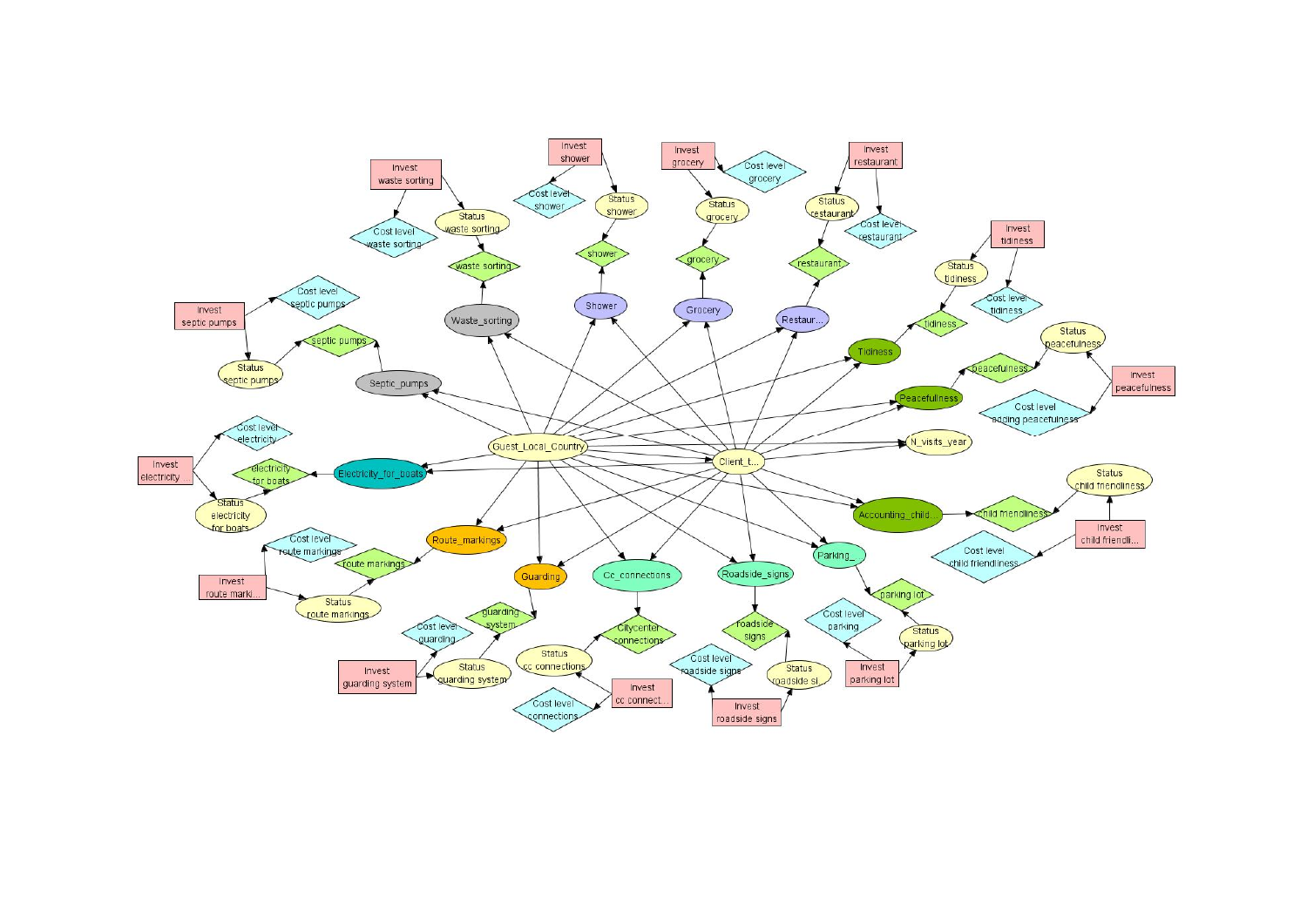Invest waste sorting

Cost level waste sorting

Status waste sorting

waste sorting

Waste_sorting

Invest shower

Cost level shower

Status shower

shower

Shower

Invest grocery

Cost level grocery

Status grocery

grocery

Grocery

Invest restaurant

Status restaurant

Cost level restaurant

restaurant

Restaur...

Invest tidiness

Status tidiness

Cost level tidiness

tidiness

Tidiness

Status peacefulness

peacefulness

Invest peacefulness

Cost level adding peacefulness

Peacefulness

N_visits_year

Invest septic pumps

Cost level septic pumps

Status septic pumps

septic pumps

Septic_pumps

Guest_Local_Country

Client_t...

Cost level electricity

Invest electricity ...

electricity for boats

Status electricity for boats

Electricity_for_boats

Status child friendliness

child friendliness

Accounting_child...

Invest child friendli...

Cost level child friendliness

Cost level route markings

route markings

Route_markings

Invest route marki...

Status route markings

Guarding

guarding system

Cost level guarding

Status guarding system

Invest guarding system

Cc_connections

Citycenter connections

Status cc connections

Cost level connections

Invest cc connect...

Roadside_signs

roadside signs

Cost level roadside signs

Status roadside si...

Invest roadside signs

Parking_

parking lot

Cost level parking

Status parking lot

Invest parking lot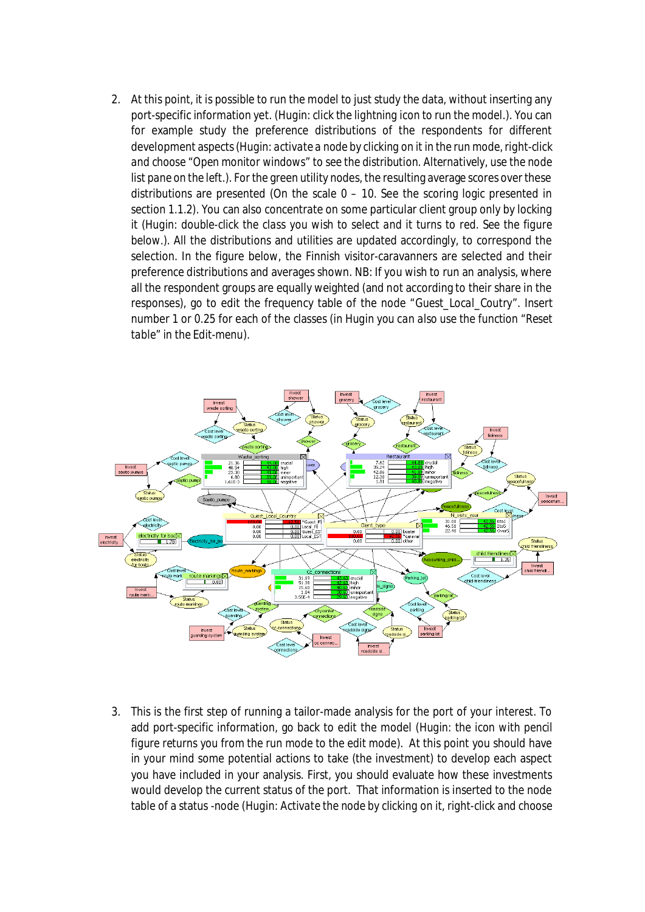2. At this point, it is possible to run the model to just study the data, without inserting any port-specific information yet. (Hugin: click the lightning icon to run the model.). You can for example study the preference distributions of the respondents for different development aspects (Hugin: *activate* a node by clicking on it in the run mode, right-click and choose "Open monitor windows" to see the distribution. Alternatively, use the node list pane on the left.). For the green utility nodes, the resulting average scores over these distributions are presented (On the scale 0 – 10. See the scoring logic presented in section 1.1.2). You can also concentrate on some particular client group only by locking it (Hugin: double-click the class you wish to select and it turns to red. See the figure below.). All the distributions and utilities are updated accordingly, to correspond the selection. In the figure below, the Finnish visitor-caravanners are selected and their preference distributions and averages shown. NB: If you wish to run an analysis, where all the respondent groups are equally weighted (and not according to their share in the responses), go to edit the frequency table of the node "Guest_Local_Coutry". Insert number 1 or 0.25 for each of the classes (in Hugin you can also use the function "Reset table" in the Edit-menu).

3. This is the first step of running a tailor-made analysis for the port of your interest. To add port-specific information, go back to edit the model (Hugin: the icon with pencil figure returns you from the run mode to the edit mode). At this point you should have in your mind some potential actions to take (the investment) to develop each aspect you have included in your analysis. First, you should evaluate how these investments would develop the current status of the port. That information is inserted to the node table of a status -node (Hugin: Activate the node by clicking on it, right-click and choose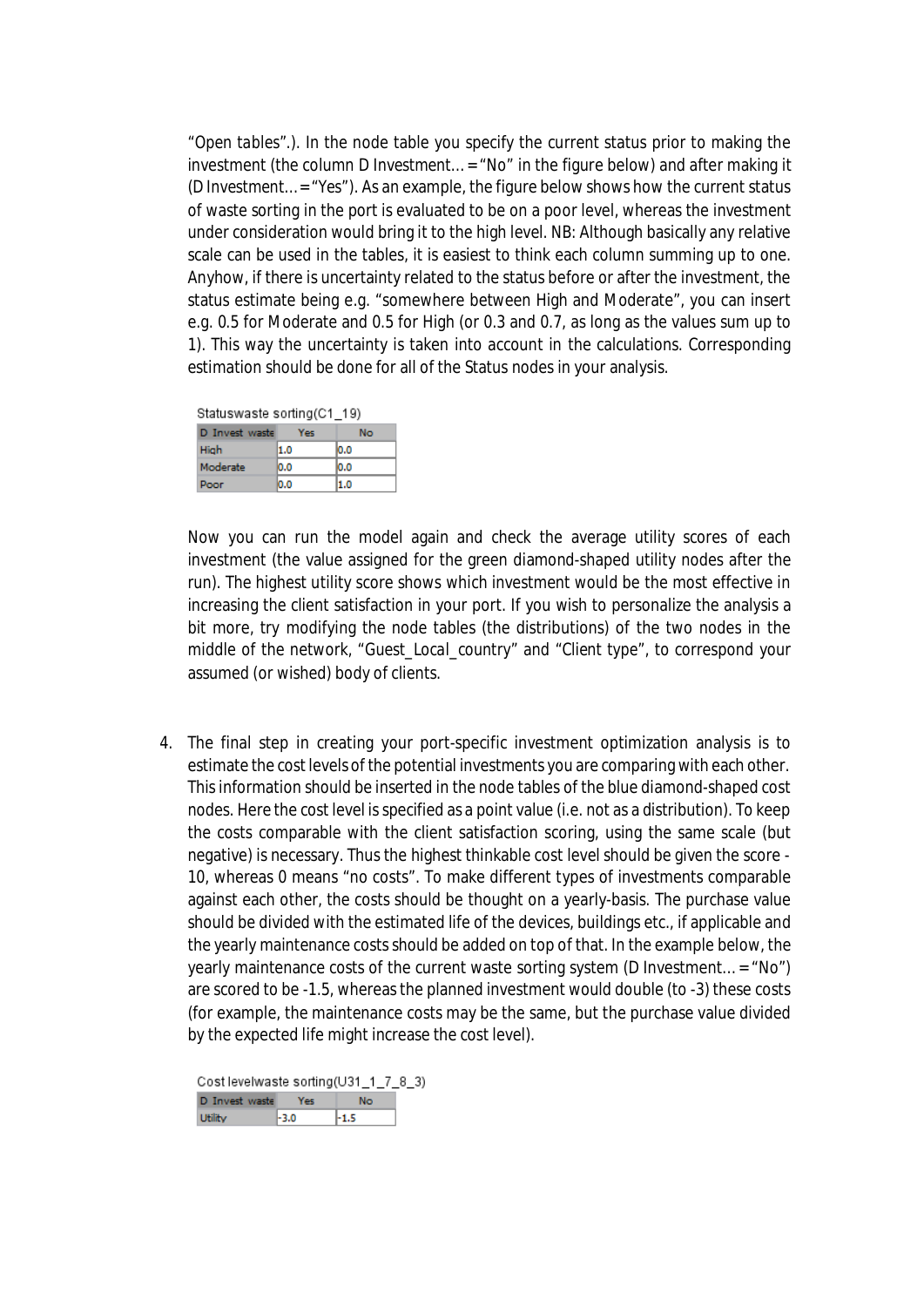"Open tables".). In the node table you specify the current status prior to making the investment (the column D Investment… = "No" in the figure below) and after making it (D Investment… = "Yes"). As an example, the figure below shows how the current status of waste sorting in the port is evaluated to be on a poor level, whereas the investment under consideration would bring it to the high level. NB: Although basically any relative scale can be used in the tables, it is easiest to think each column summing up to one. Anyhow, if there is uncertainty related to the status before or after the investment, the status estimate being e.g. "somewhere between High and Moderate", you can insert e.g. 0.5 for Moderate and 0.5 for High (or 0.3 and 0.7, as long as the values sum up to 1). This way the uncertainty is taken into account in the calculations. Corresponding estimation should be done for all of the Status nodes in your analysis.

Statuswaste sorting(C1_19)

| D Invest waste | Yes | No |
|---|---|---|
| High | 1.0 | 0.0 |
| Moderate | 0.0 | 0.0 |
| Poor | 0.0 | 1.0 |

Now you can run the model again and check the average utility scores of each investment (the value assigned for the green diamond-shaped utility nodes after the run). The highest utility score shows which investment would be the most effective in increasing the client satisfaction in your port. If you wish to personalize the analysis a bit more, try modifying the node tables (the distributions) of the two nodes in the middle of the network, "Guest_Local_country" and "Client type", to correspond your assumed (or wished) body of clients.

4. The final step in creating your port-specific investment optimization analysis is to estimate the cost levels of the potential investments you are comparing with each other. This information should be inserted in the node tables of the blue diamond-shaped cost nodes. Here the cost level is specified as a point value (i.e. not as a distribution). To keep the costs comparable with the client satisfaction scoring, using the same scale (but negative) is necessary. Thus the highest thinkable cost level should be given the score -10, whereas 0 means "no costs". To make different types of investments comparable against each other, the costs should be thought on a yearly-basis. The purchase value should be divided with the estimated life of the devices, buildings etc., if applicable and the yearly maintenance costs should be added on top of that. In the example below, the yearly maintenance costs of the current waste sorting system (D Investment… = "No") are scored to be -1.5, whereas the planned investment would double (to -3) these costs (for example, the maintenance costs may be the same, but the purchase value divided by the expected life might increase the cost level).

Cost levelwaste sorting(U31_1_7_8_3)

| D Invest waste | Yes | No |
|---|---|---|
| Utility | -3.0 | -1.5 |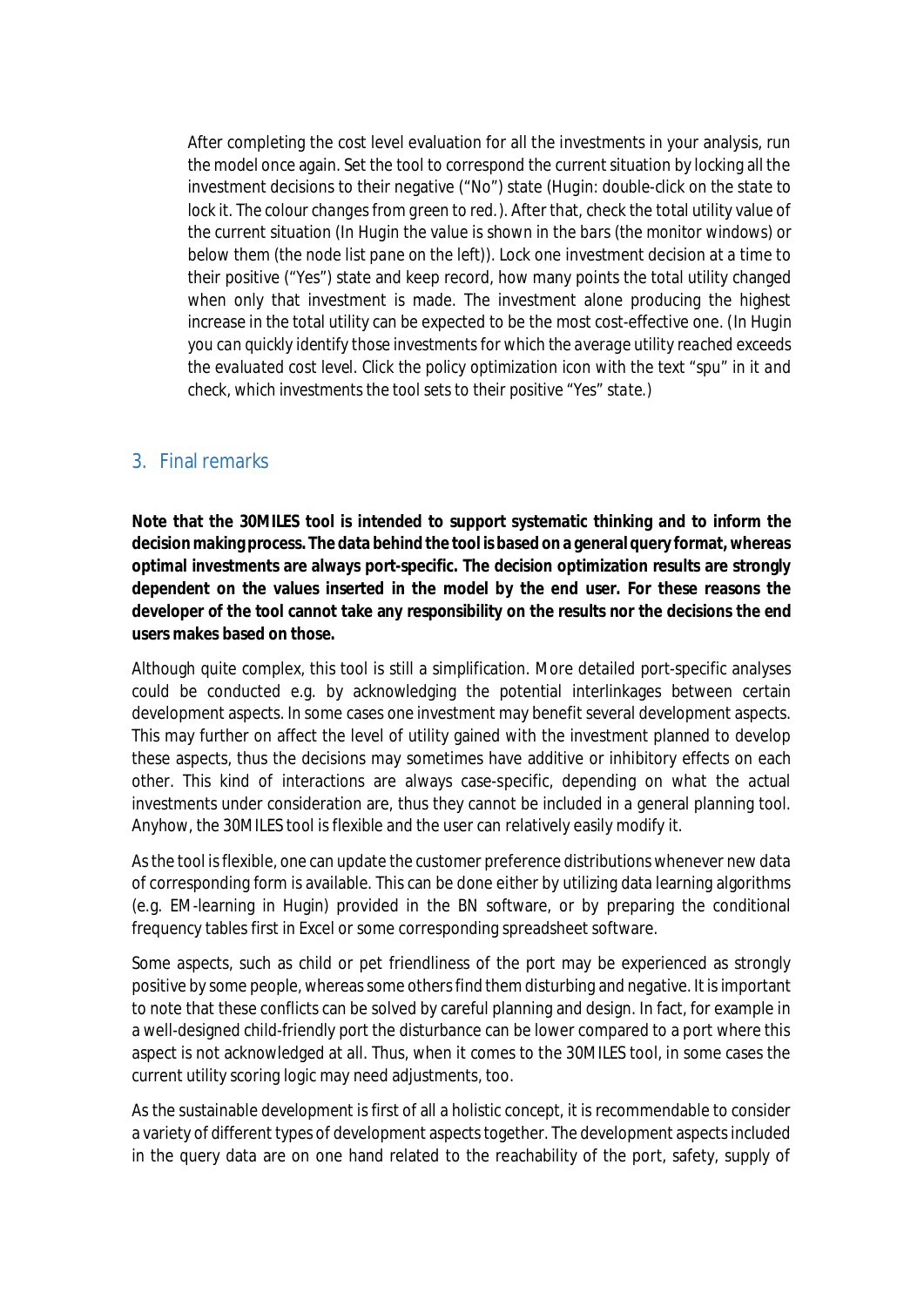After completing the cost level evaluation for all the investments in your analysis, run the model once again. Set the tool to correspond the current situation by locking all the investment decisions to their negative ("No") state (*Hugin: double-click on the state to lock it. The colour changes from green to red.*). After that, check the total utility value of the current situation (*In Hugin the value is shown in the bars (the monitor windows) or below them (the node list pane on the left)*). Lock one investment decision at a time to their positive ("Yes") state and keep record, how many points the total utility changed when only that investment is made. The investment alone producing the highest increase in the total utility can be expected to be the most cost-effective one. (*In Hugin you can quickly identify those investments for which the average utility reached exceeds the evaluated cost level. Click the policy optimization icon with the text "spu" in it and check, which investments the tool sets to their positive "Yes" state.*)

## 3. Final remarks

**Note that the 30MILES tool is intended to support systematic thinking and to inform the decision making process. The data behind the tool is based on a general query format, whereas optimal investments are always port-specific. The decision optimization results are strongly dependent on the values inserted in the model by the end user. For these reasons the developer of the tool cannot take any responsibility on the results nor the decisions the end users makes based on those.**

Although quite complex, this tool is still a simplification. More detailed port-specific analyses could be conducted e.g. by acknowledging the potential interlinkages between certain development aspects. In some cases one investment may benefit several development aspects. This may further on affect the level of utility gained with the investment planned to develop these aspects, thus the decisions may sometimes have additive or inhibitory effects on each other. This kind of interactions are always case-specific, depending on what the actual investments under consideration are, thus they cannot be included in a general planning tool. Anyhow, the 30MILES tool is flexible and the user can relatively easily modify it.

As the tool is flexible, one can update the customer preference distributions whenever new data of corresponding form is available. This can be done either by utilizing data learning algorithms (e.g. EM-learning in Hugin) provided in the BN software, or by preparing the conditional frequency tables first in Excel or some corresponding spreadsheet software.

Some aspects, such as child or pet friendliness of the port may be experienced as strongly positive by some people, whereas some others find them disturbing and negative. It is important to note that these conflicts can be solved by careful planning and design. In fact, for example in a well-designed child-friendly port the disturbance can be lower compared to a port where this aspect is not acknowledged at all. Thus, when it comes to the 30MILES tool, in some cases the current utility scoring logic may need adjustments, too.

As the sustainable development is first of all a holistic concept, it is recommendable to consider a variety of different types of development aspects together. The development aspects included in the query data are on one hand related to the reachability of the port, safety, supply of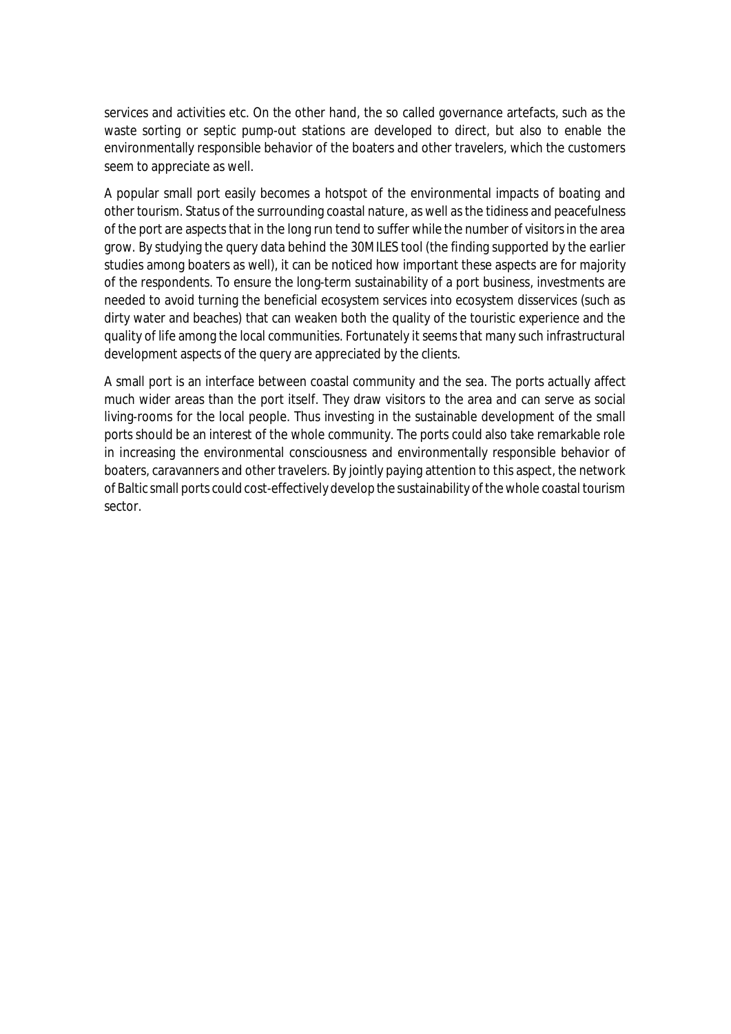services and activities etc. On the other hand, the so called governance artefacts, such as the waste sorting or septic pump-out stations are developed to direct, but also to enable the environmentally responsible behavior of the boaters and other travelers, which the customers seem to appreciate as well.

A popular small port easily becomes a hotspot of the environmental impacts of boating and other tourism. Status of the surrounding coastal nature, as well as the tidiness and peacefulness of the port are aspects that in the long run tend to suffer while the number of visitors in the area grow. By studying the query data behind the 30MILES tool (the finding supported by the earlier studies among boaters as well), it can be noticed how important these aspects are for majority of the respondents. To ensure the long-term sustainability of a port business, investments are needed to avoid turning the beneficial ecosystem services into ecosystem disservices (such as dirty water and beaches) that can weaken both the quality of the touristic experience and the quality of life among the local communities. Fortunately it seems that many such infrastructural development aspects of the query are appreciated by the clients.

A small port is an interface between coastal community and the sea. The ports actually affect much wider areas than the port itself. They draw visitors to the area and can serve as social living-rooms for the local people. Thus investing in the sustainable development of the small ports should be an interest of the whole community. The ports could also take remarkable role in increasing the environmental consciousness and environmentally responsible behavior of boaters, caravanners and other travelers. By jointly paying attention to this aspect, the network of Baltic small ports could cost-effectively develop the sustainability of the whole coastal tourism sector.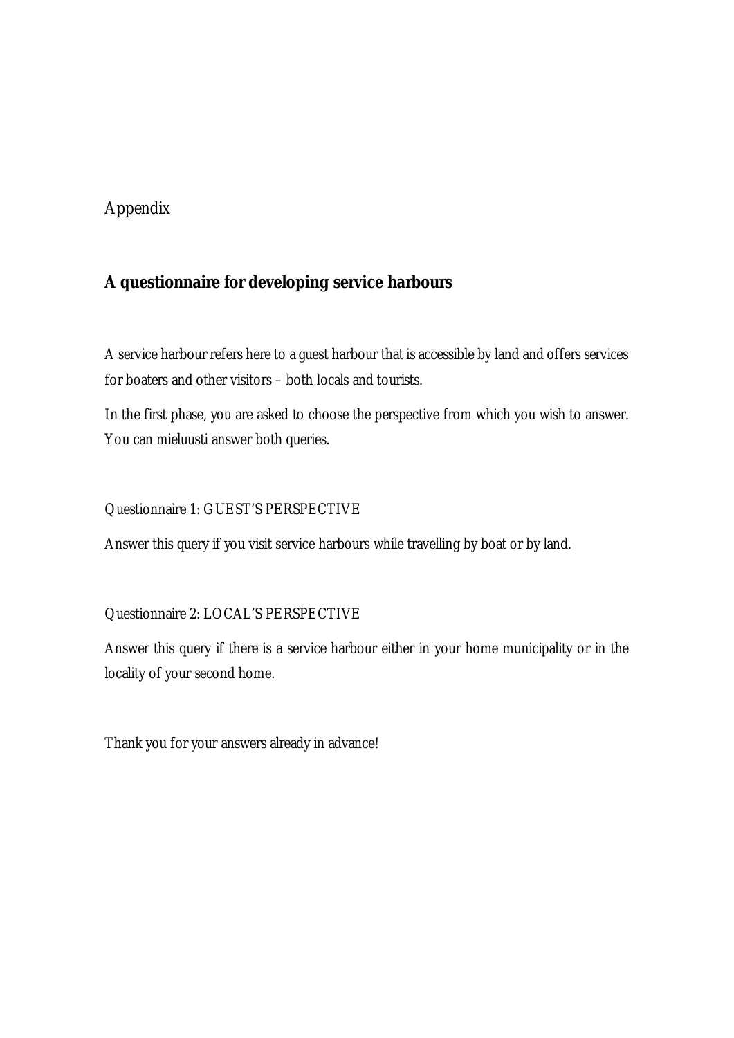Appendix

## A questionnaire for developing service harbours

A service harbour refers here to a guest harbour that is accessible by land and offers services for boaters and other visitors – both locals and tourists.

In the first phase, you are asked to choose the perspective from which you wish to answer. You can mieluusti answer both queries.

Questionnaire 1: GUEST'S PERSPECTIVE

Answer this query if you visit service harbours while travelling by boat or by land.

Questionnaire 2: LOCAL'S PERSPECTIVE

Answer this query if there is a service harbour either in your home municipality or in the locality of your second home.

Thank you for your answers already in advance!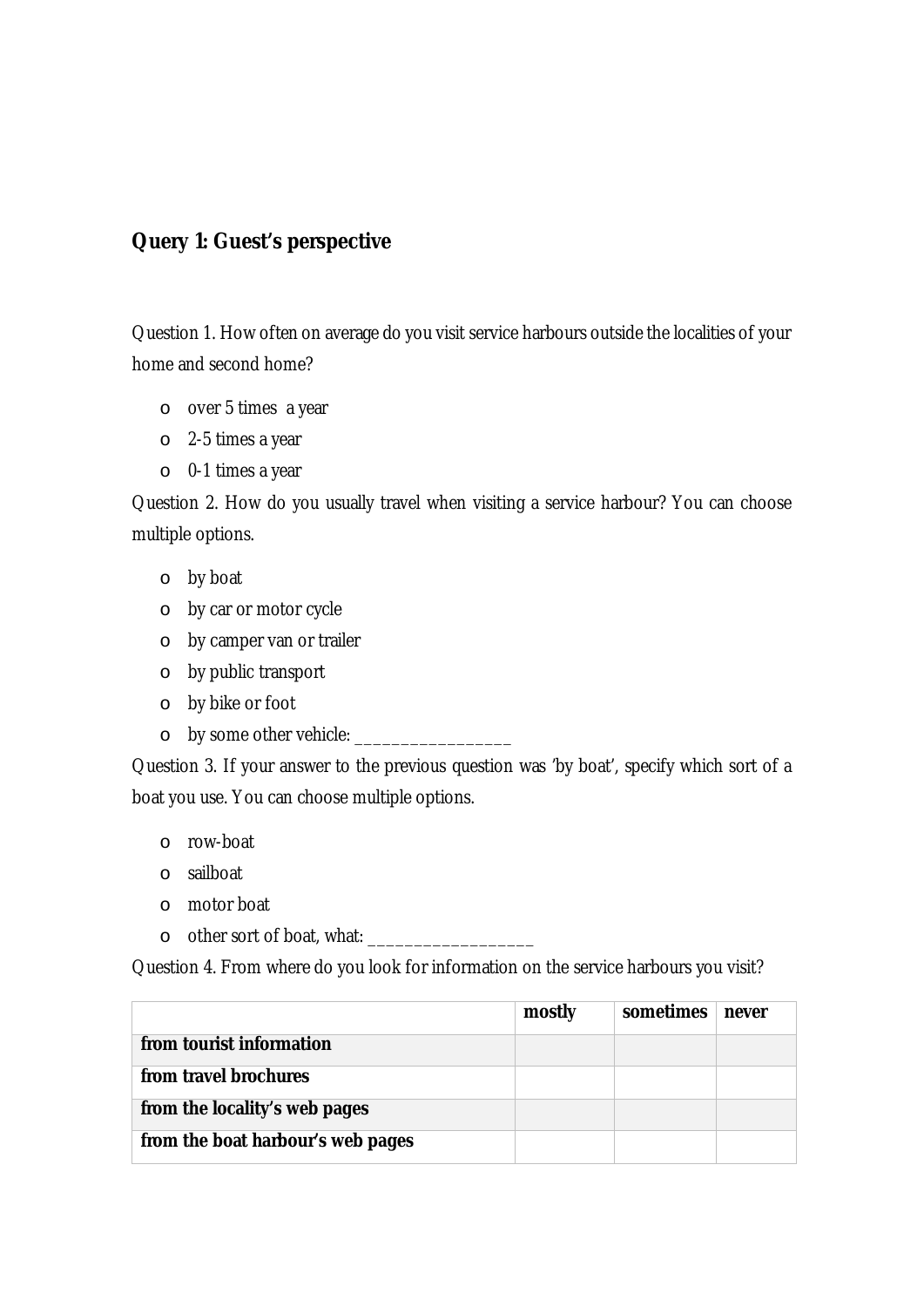## Query 1: Guest's perspective

Question 1. How often on average do you visit service harbours outside the localities of your home and second home?

- over 5 times a year
- 2-5 times a year
- 0-1 times a year

Question 2. How do you usually travel when visiting a service harbour? You can choose multiple options.

- by boat
- by car or motor cycle
- by camper van or trailer
- by public transport
- by bike or foot
- by some other vehicle: ________________

Question 3. If your answer to the previous question was 'by boat', specify which sort of a boat you use. You can choose multiple options.

- row-boat
- sailboat
- motor boat
- other sort of boat, what: _________________

Question 4. From where do you look for information on the service harbours you visit?

| | mostly | sometimes | never |
|---|---|---|---|
| **from tourist information** | | | |
| **from travel brochures** | | | |
| **from the locality's web pages** | | | |
| **from the boat harbour's web pages** | | | |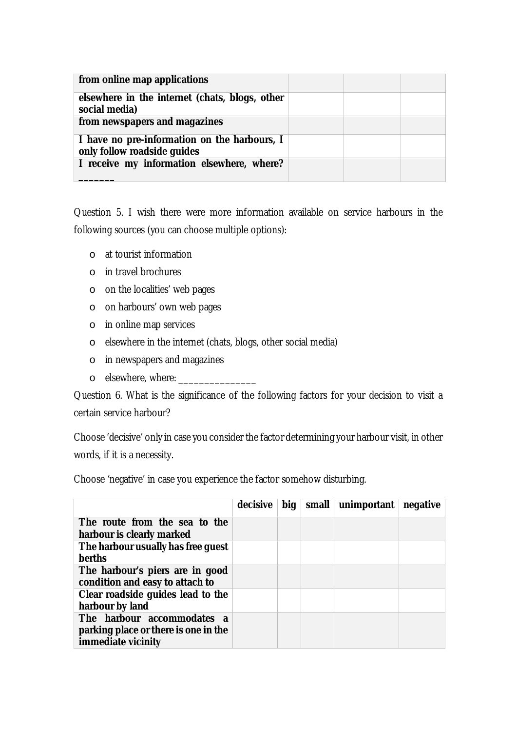| | | | |
|---|---|---|---|
| **from online map applications** | | | |
| **elsewhere in the internet (chats, blogs, other social media)** | | | |
| **from newspapers and magazines** | | | |
| **I have no pre-information on the harbours, I only follow roadside guides** | | | |
| **I receive my information elsewhere, where? _______** | | | |

Question 5. I wish there were more information available on service harbours in the following sources (you can choose multiple options):

- at tourist information
- in travel brochures
- on the localities' web pages
- on harbours' own web pages
- in online map services
- elsewhere in the internet (chats, blogs, other social media)
- in newspapers and magazines
- elsewhere, where: _______________

Question 6. What is the significance of the following factors for your decision to visit a certain service harbour?

Choose 'decisive' only in case you consider the factor determining your harbour visit, in other words, if it is a necessity.

Choose 'negative' in case you experience the factor somehow disturbing.

| | **decisive** | **big** | **small** | **unimportant** | **negative** |
|---|---|---|---|---|---|
| **The route from the sea to the harbour is clearly marked** | | | | | |
| **The harbour usually has free guest berths** | | | | | |
| **The harbour's piers are in good condition and easy to attach to** | | | | | |
| **Clear roadside guides lead to the harbour by land** | | | | | |
| **The harbour accommodates a parking place or there is one in the immediate vicinity** | | | | | |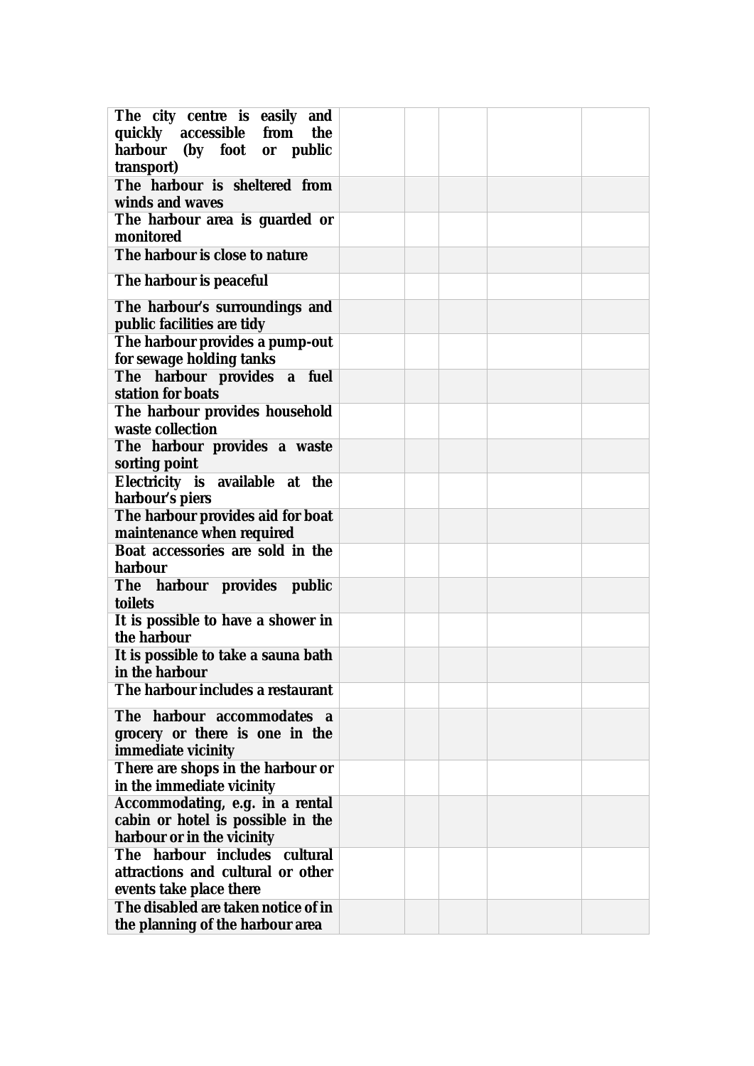| | | | | | |
|---|---|---|---|---|---|
| **The city centre is easily and quickly accessible from the harbour (by foot or public transport)** | | | | | |
| **The harbour is sheltered from winds and waves** | | | | | |
| **The harbour area is guarded or monitored** | | | | | |
| **The harbour is close to nature** | | | | | |
| **The harbour is peaceful** | | | | | |
| **The harbour's surroundings and public facilities are tidy** | | | | | |
| **The harbour provides a pump-out for sewage holding tanks** | | | | | |
| **The harbour provides a fuel station for boats** | | | | | |
| **The harbour provides household waste collection** | | | | | |
| **The harbour provides a waste sorting point** | | | | | |
| **Electricity is available at the harbour's piers** | | | | | |
| **The harbour provides aid for boat maintenance when required** | | | | | |
| **Boat accessories are sold in the harbour** | | | | | |
| **The harbour provides public toilets** | | | | | |
| **It is possible to have a shower in the harbour** | | | | | |
| **It is possible to take a sauna bath in the harbour** | | | | | |
| **The harbour includes a restaurant** | | | | | |
| **The harbour accommodates a grocery or there is one in the immediate vicinity** | | | | | |
| **There are shops in the harbour or in the immediate vicinity** | | | | | |
| **Accommodating, e.g. in a rental cabin or hotel is possible in the harbour or in the vicinity** | | | | | |
| **The harbour includes cultural attractions and cultural or other events take place there** | | | | | |
| **The disabled are taken notice of in the planning of the harbour area** | | | | | |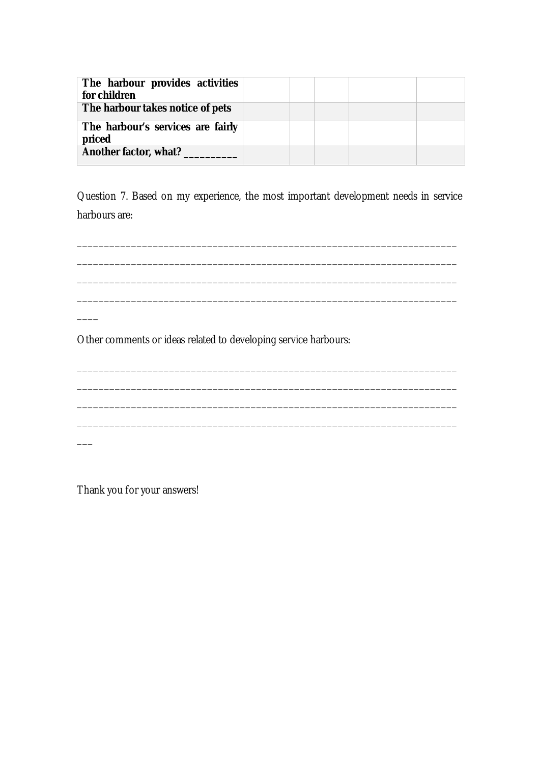| | | | | | |
|---|---|---|---|---|---|
| **The harbour provides activities for children** | | | | | |
| **The harbour takes notice of pets** | | | | | |
| **The harbour's services are fairly priced** | | | | | |
| **Another factor, what? __________** | | | | | |

Question 7. Based on my experience, the most important development needs in service harbours are:

______________________________________________________________________
______________________________________________________________________
______________________________________________________________________
______________________________________________________________________
____

Other comments or ideas related to developing service harbours:

______________________________________________________________________
______________________________________________________________________
______________________________________________________________________
______________________________________________________________________
___

Thank you for your answers!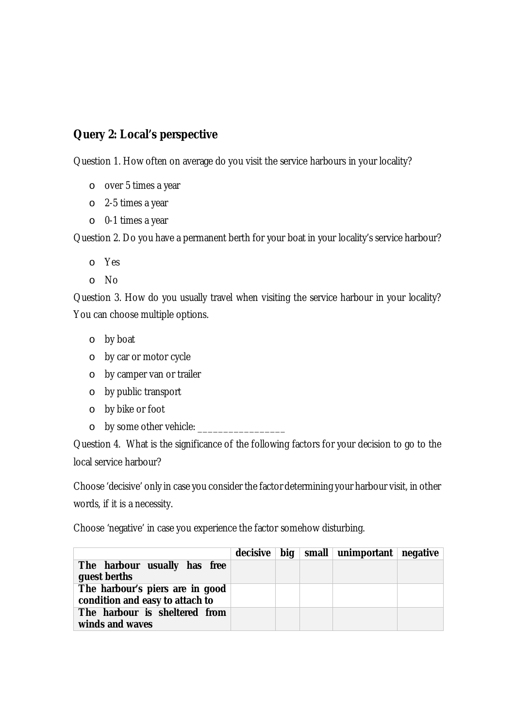## Query 2: Local's perspective

Question 1. How often on average do you visit the service harbours in your locality?

- over 5 times a year
- 2-5 times a year
- 0-1 times a year

Question 2. Do you have a permanent berth for your boat in your locality's service harbour?

- Yes
- No

Question 3. How do you usually travel when visiting the service harbour in your locality? You can choose multiple options.

- by boat
- by car or motor cycle
- by camper van or trailer
- by public transport
- by bike or foot
- by some other vehicle: _________________

Question 4. What is the significance of the following factors for your decision to go to the local service harbour?

Choose 'decisive' only in case you consider the factor determining your harbour visit, in other words, if it is a necessity.

Choose 'negative' in case you experience the factor somehow disturbing.

| | decisive | big | small | unimportant | negative |
|---|---|---|---|---|---|
| **The harbour usually has free guest berths** | | | | | |
| **The harbour's piers are in good condition and easy to attach to** | | | | | |
| **The harbour is sheltered from winds and waves** | | | | | |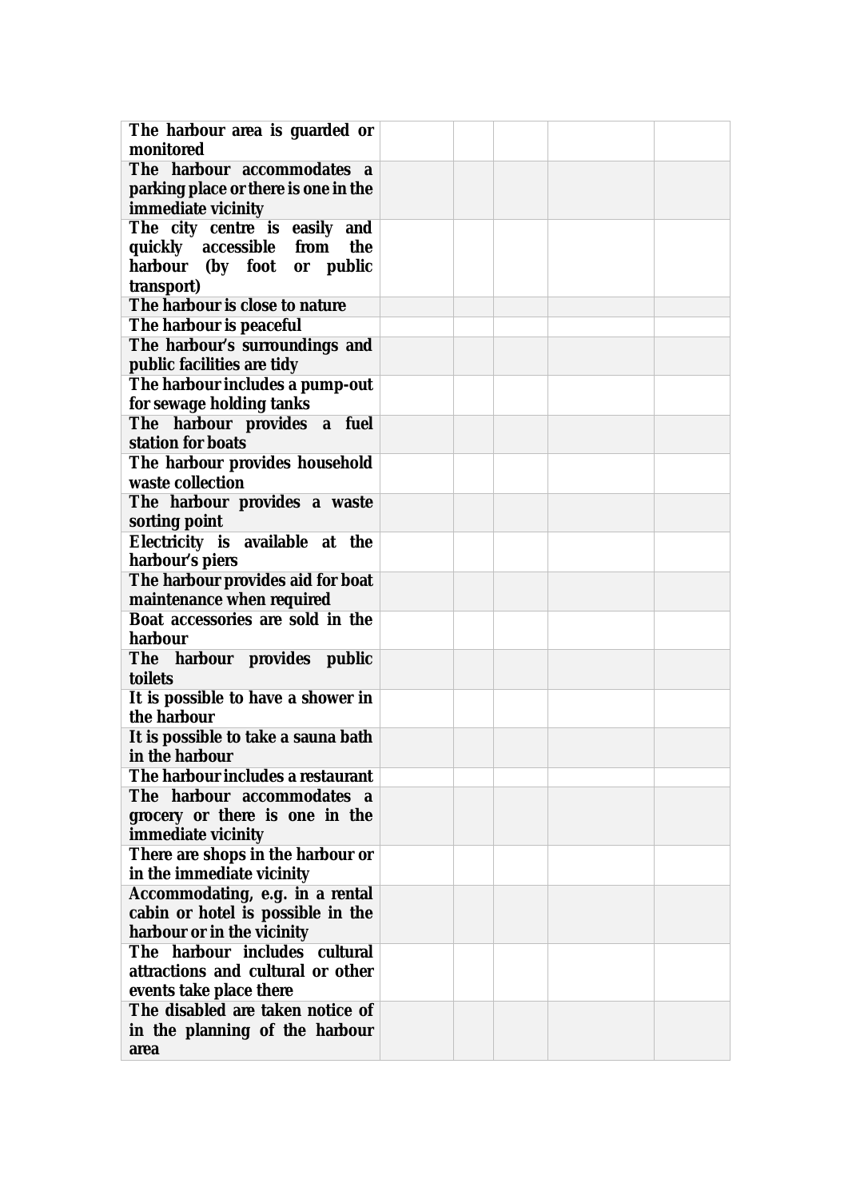| | | | | | |
|---|---|---|---|---|---|
| **The harbour area is guarded or monitored** | | | | | |
| **The harbour accommodates a parking place or there is one in the immediate vicinity** | | | | | |
| **The city centre is easily and quickly accessible from the harbour (by foot or public transport)** | | | | | |
| **The harbour is close to nature** | | | | | |
| **The harbour is peaceful** | | | | | |
| **The harbour's surroundings and public facilities are tidy** | | | | | |
| **The harbour includes a pump-out for sewage holding tanks** | | | | | |
| **The harbour provides a fuel station for boats** | | | | | |
| **The harbour provides household waste collection** | | | | | |
| **The harbour provides a waste sorting point** | | | | | |
| **Electricity is available at the harbour's piers** | | | | | |
| **The harbour provides aid for boat maintenance when required** | | | | | |
| **Boat accessories are sold in the harbour** | | | | | |
| **The harbour provides public toilets** | | | | | |
| **It is possible to have a shower in the harbour** | | | | | |
| **It is possible to take a sauna bath in the harbour** | | | | | |
| **The harbour includes a restaurant** | | | | | |
| **The harbour accommodates a grocery or there is one in the immediate vicinity** | | | | | |
| **There are shops in the harbour or in the immediate vicinity** | | | | | |
| **Accommodating, e.g. in a rental cabin or hotel is possible in the harbour or in the vicinity** | | | | | |
| **The harbour includes cultural attractions and cultural or other events take place there** | | | | | |
| **The disabled are taken notice of in the planning of the harbour area** | | | | | |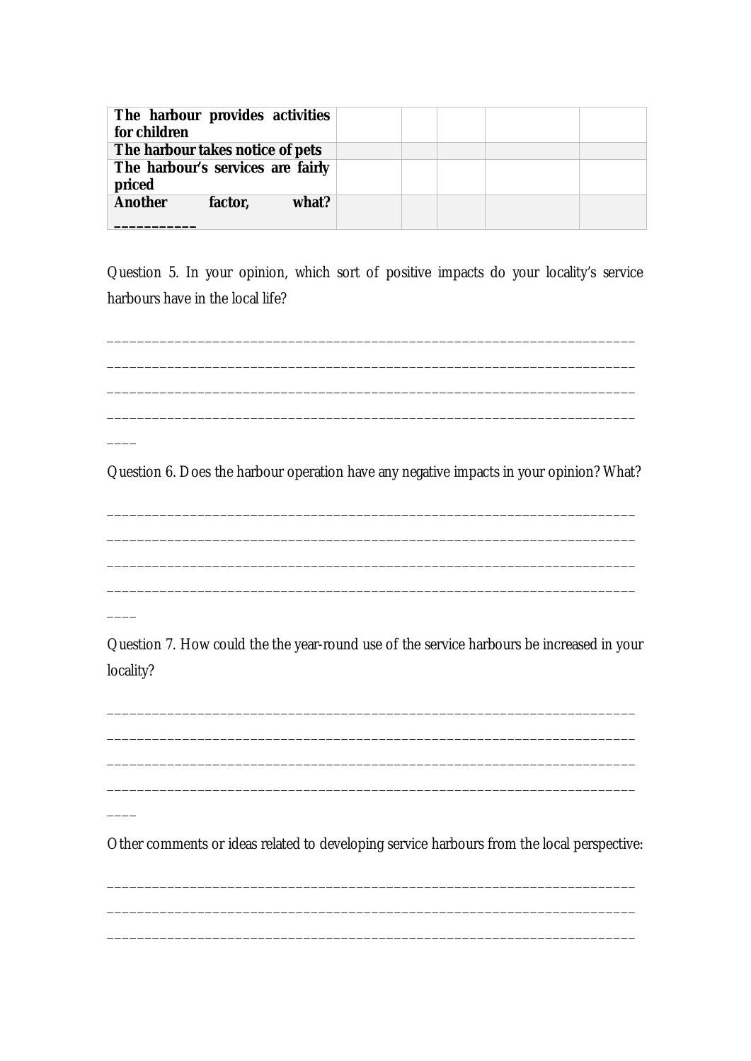| | | | | | |
|---|---|---|---|---|---|
| **The harbour provides activities for children** | | | | | |
| **The harbour takes notice of pets** | | | | | |
| **The harbour's services are fairly priced** | | | | | |
| **Another factor, what? __________** | | | | | |

Question 5. In your opinion, which sort of positive impacts do your locality's service harbours have in the local life?

______________________________________________________________________
______________________________________________________________________
______________________________________________________________________
______________________________________________________________________
____

Question 6. Does the harbour operation have any negative impacts in your opinion? What?

______________________________________________________________________
______________________________________________________________________
______________________________________________________________________
______________________________________________________________________
____

Question 7. How could the the year-round use of the service harbours be increased in your locality?

______________________________________________________________________
______________________________________________________________________
______________________________________________________________________
______________________________________________________________________
____

Other comments or ideas related to developing service harbours from the local perspective:

______________________________________________________________________
______________________________________________________________________
______________________________________________________________________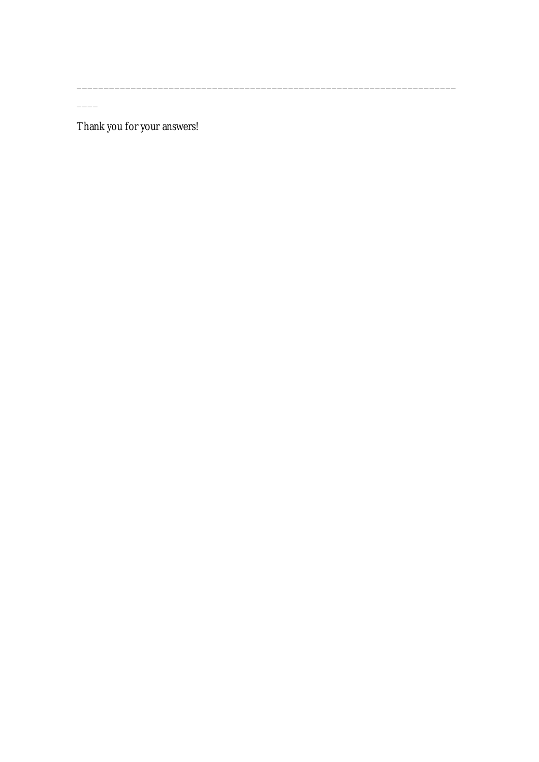___________________________________________________________________________

____

Thank you for your answers!